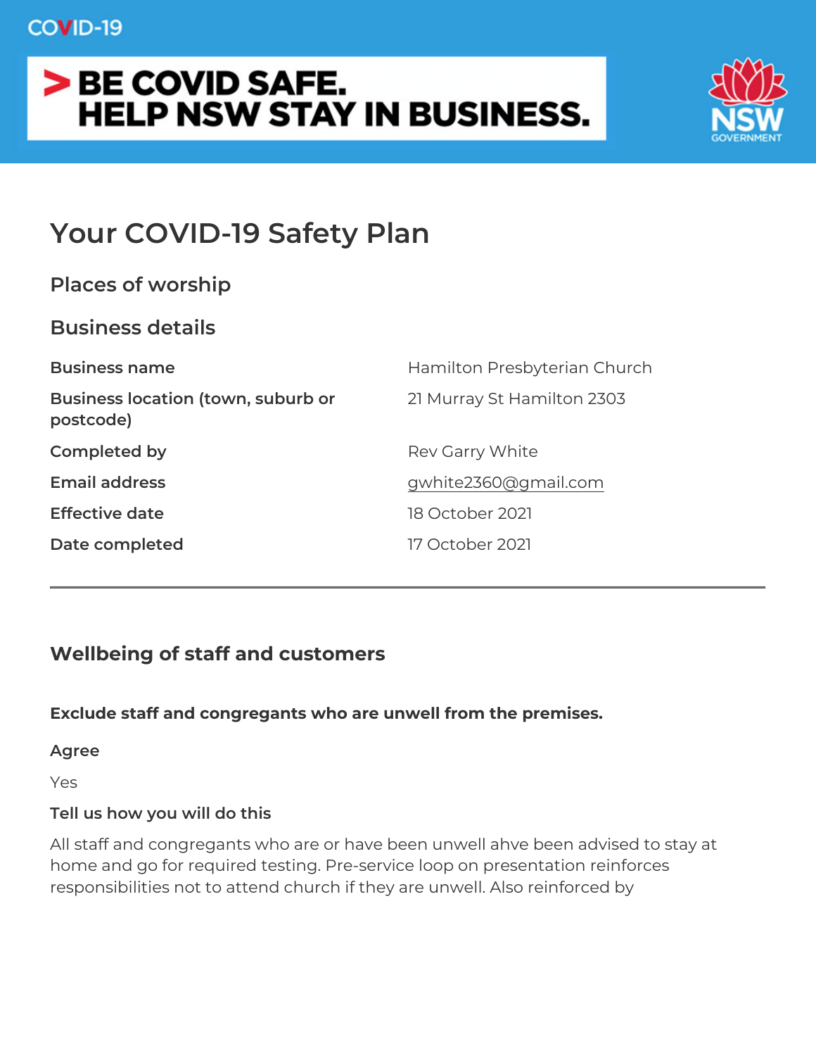COVID-19

> BE COVID SAFE.
> HELP NSW STAY IN BUSINESS.

NSW GOVERNMENT

# Your COVID-19 Safety Plan

## Places of worship

## Business details

| | |
|---|---|
| **Business name** | Hamilton Presbyterian Church |
| **Business location (town, suburb or postcode)** | 21 Murray St Hamilton 2303 |
| **Completed by** | Rev Garry White |
| **Email address** | gwhite2360@gmail.com |
| **Effective date** | 18 October 2021 |
| **Date completed** | 17 October 2021 |

---

## Wellbeing of staff and customers

**Exclude staff and congregants who are unwell from the premises.**

**Agree**

Yes

**Tell us how you will do this**

All staff and congregants who are or have been unwell ahve been advised to stay at home and go for required testing. Pre-service loop on presentation reinforces responsibilities not to attend church if they are unwell. Also reinforced by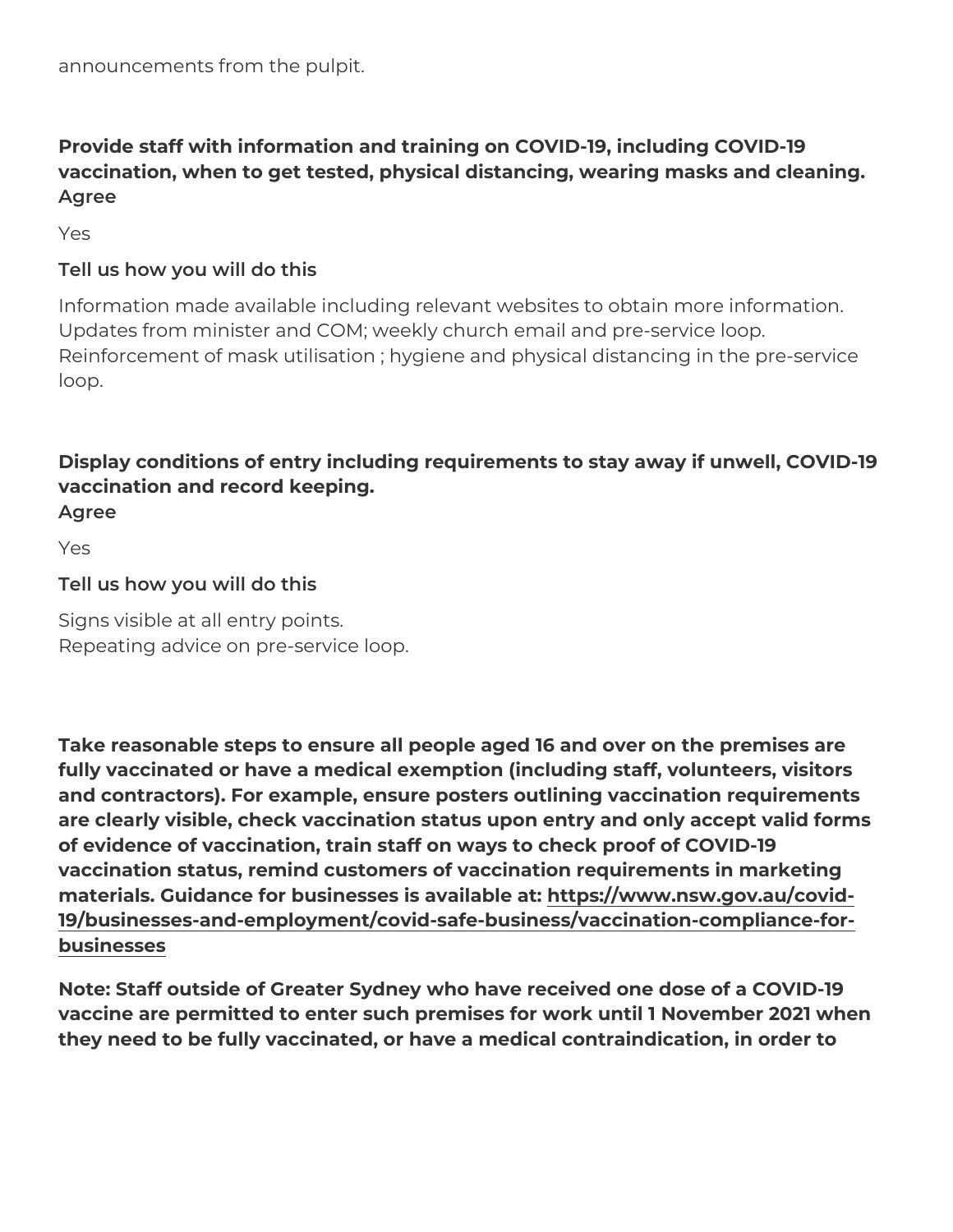announcements from the pulpit.

**Provide staff with information and training on COVID-19, including COVID-19 vaccination, when to get tested, physical distancing, wearing masks and cleaning.**
**Agree**

Yes

**Tell us how you will do this**

Information made available including relevant websites to obtain more information.
Updates from minister and COM; weekly church email and pre-service loop.
Reinforcement of mask utilisation ; hygiene and physical distancing in the pre-service loop.

**Display conditions of entry including requirements to stay away if unwell, COVID-19 vaccination and record keeping.**
**Agree**

Yes

**Tell us how you will do this**

Signs visible at all entry points.
Repeating advice on pre-service loop.

**Take reasonable steps to ensure all people aged 16 and over on the premises are fully vaccinated or have a medical exemption (including staff, volunteers, visitors and contractors). For example, ensure posters outlining vaccination requirements are clearly visible, check vaccination status upon entry and only accept valid forms of evidence of vaccination, train staff on ways to check proof of COVID-19 vaccination status, remind customers of vaccination requirements in marketing materials. Guidance for businesses is available at: [https://www.nsw.gov.au/covid-19/businesses-and-employment/covid-safe-business/vaccination-compliance-for-businesses](https://www.nsw.gov.au/covid-19/businesses-and-employment/covid-safe-business/vaccination-compliance-for-businesses)**

**Note: Staff outside of Greater Sydney who have received one dose of a COVID-19 vaccine are permitted to enter such premises for work until 1 November 2021 when they need to be fully vaccinated, or have a medical contraindication, in order to**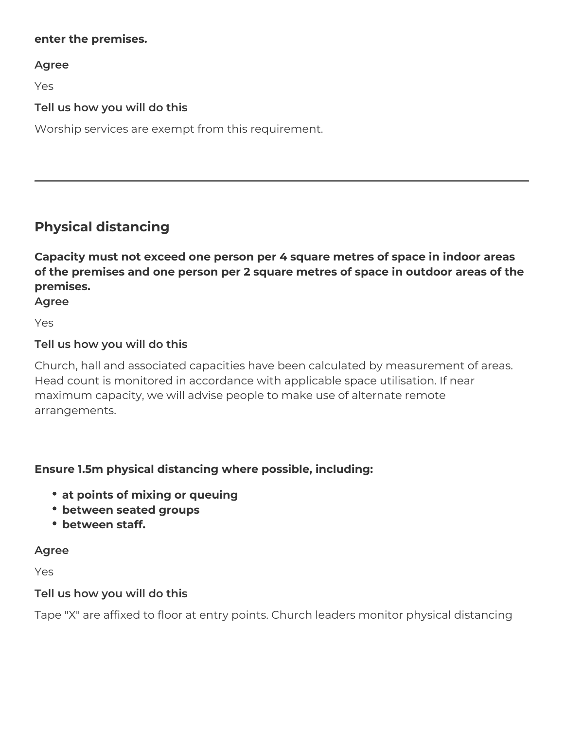**enter the premises.**

**Agree**

Yes

**Tell us how you will do this**

Worship services are exempt from this requirement.

---

## Physical distancing

**Capacity must not exceed one person per 4 square metres of space in indoor areas of the premises and one person per 2 square metres of space in outdoor areas of the premises.**

**Agree**

Yes

**Tell us how you will do this**

Church, hall and associated capacities have been calculated by measurement of areas. Head count is monitored in accordance with applicable space utilisation. If near maximum capacity, we will advise people to make use of alternate remote arrangements.

**Ensure 1.5m physical distancing where possible, including:**

- **at points of mixing or queuing**
- **between seated groups**
- **between staff.**

**Agree**

Yes

**Tell us how you will do this**

Tape "X" are affixed to floor at entry points. Church leaders monitor physical distancing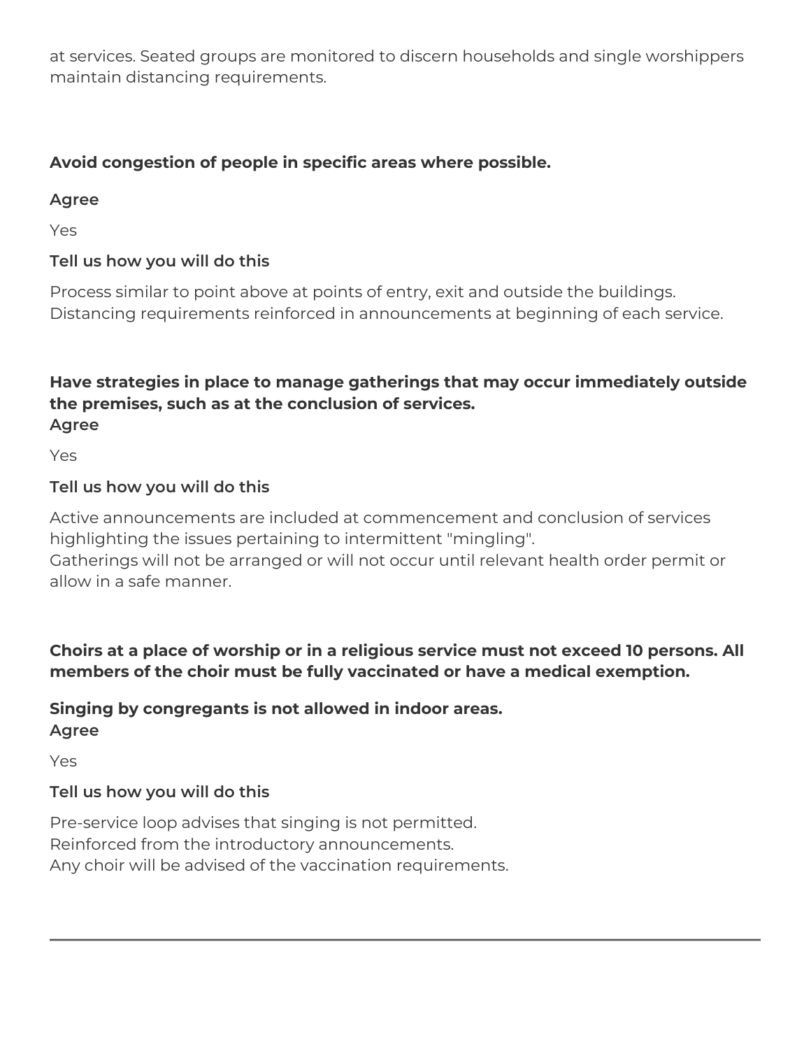at services. Seated groups are monitored to discern households and single worshippers maintain distancing requirements.

**Avoid congestion of people in specific areas where possible.**

**Agree**

Yes

**Tell us how you will do this**

Process similar to point above at points of entry, exit and outside the buildings. Distancing requirements reinforced in announcements at beginning of each service.

**Have strategies in place to manage gatherings that may occur immediately outside the premises, such as at the conclusion of services.**
**Agree**

Yes

**Tell us how you will do this**

Active announcements are included at commencement and conclusion of services highlighting the issues pertaining to intermittent "mingling".
Gatherings will not be arranged or will not occur until relevant health order permit or allow in a safe manner.

**Choirs at a place of worship or in a religious service must not exceed 10 persons. All members of the choir must be fully vaccinated or have a medical exemption.**

**Singing by congregants is not allowed in indoor areas.**
**Agree**

Yes

**Tell us how you will do this**

Pre-service loop advises that singing is not permitted.
Reinforced from the introductory announcements.
Any choir will be advised of the vaccination requirements.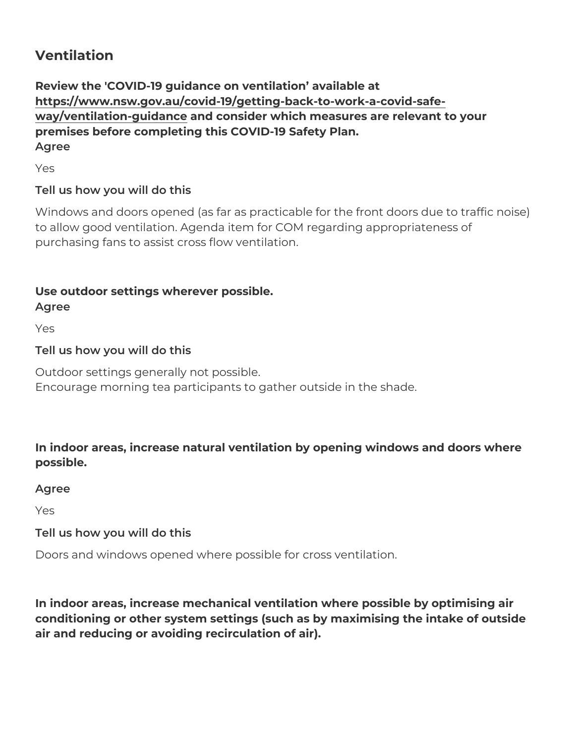## Ventilation

**Review the 'COVID-19 guidance on ventilation' available at [https://www.nsw.gov.au/covid-19/getting-back-to-work-a-covid-safe-way/ventilation-guidance](https://www.nsw.gov.au/covid-19/getting-back-to-work-a-covid-safe-way/ventilation-guidance) and consider which measures are relevant to your premises before completing this COVID-19 Safety Plan.**

**Agree**

Yes

**Tell us how you will do this**

Windows and doors opened (as far as practicable for the front doors due to traffic noise) to allow good ventilation. Agenda item for COM regarding appropriateness of purchasing fans to assist cross flow ventilation.

**Use outdoor settings wherever possible.**

**Agree**

Yes

**Tell us how you will do this**

Outdoor settings generally not possible.
Encourage morning tea participants to gather outside in the shade.

**In indoor areas, increase natural ventilation by opening windows and doors where possible.**

**Agree**

Yes

**Tell us how you will do this**

Doors and windows opened where possible for cross ventilation.

**In indoor areas, increase mechanical ventilation where possible by optimising air conditioning or other system settings (such as by maximising the intake of outside air and reducing or avoiding recirculation of air).**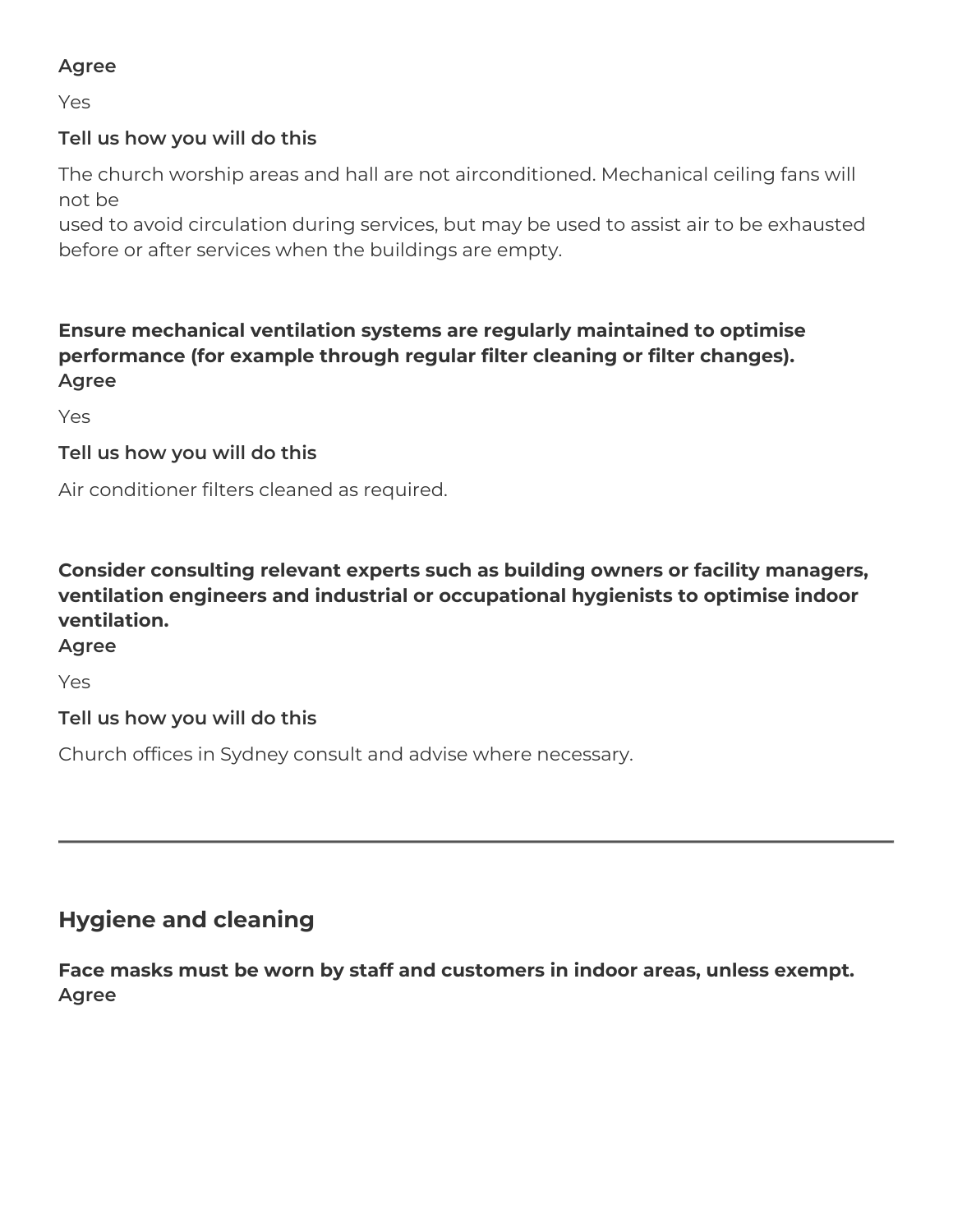**Agree**

Yes

**Tell us how you will do this**

The church worship areas and hall are not airconditioned. Mechanical ceiling fans will not be
used to avoid circulation during services, but may be used to assist air to be exhausted before or after services when the buildings are empty.

**Ensure mechanical ventilation systems are regularly maintained to optimise performance (for example through regular filter cleaning or filter changes).**
**Agree**

Yes

**Tell us how you will do this**

Air conditioner filters cleaned as required.

**Consider consulting relevant experts such as building owners or facility managers, ventilation engineers and industrial or occupational hygienists to optimise indoor ventilation.**
**Agree**

Yes

**Tell us how you will do this**

Church offices in Sydney consult and advise where necessary.

---

## Hygiene and cleaning

**Face masks must be worn by staff and customers in indoor areas, unless exempt.**
**Agree**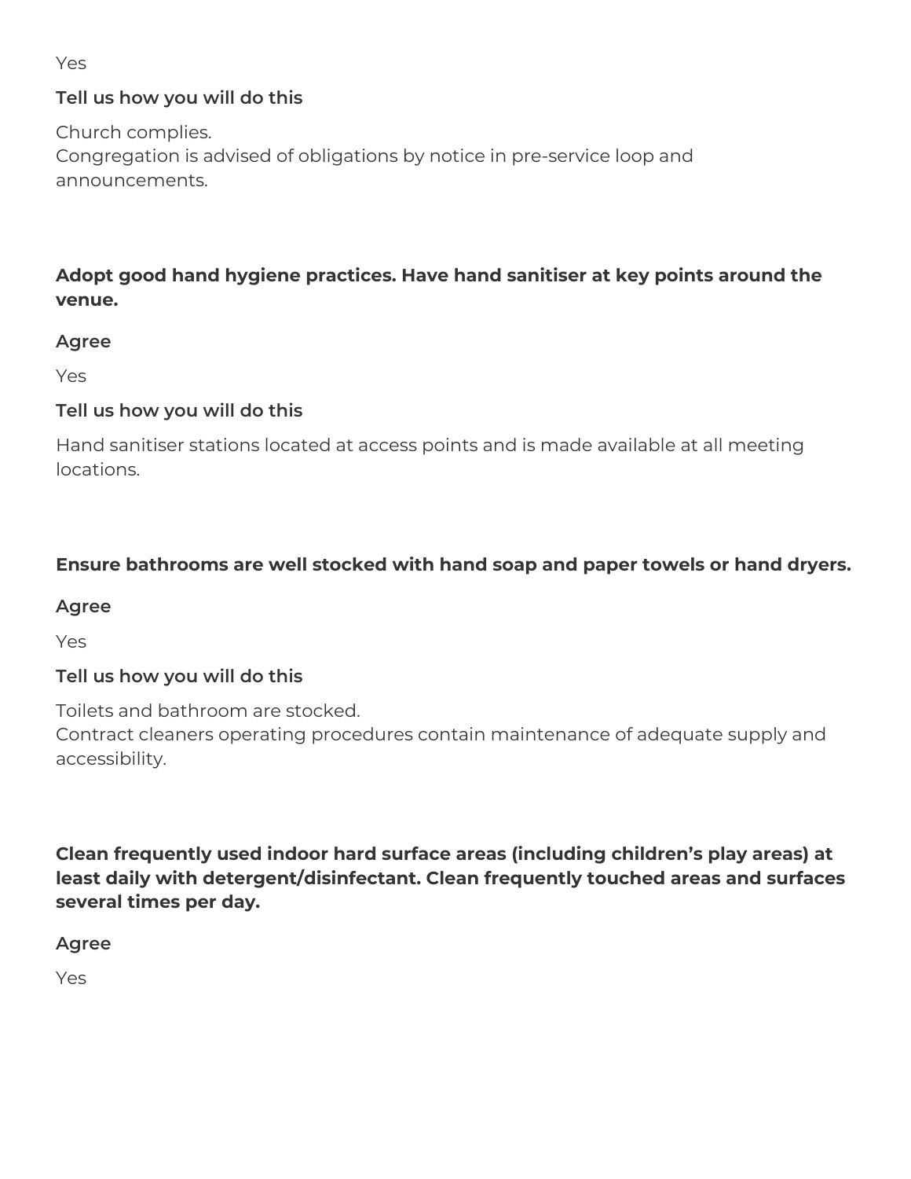Yes

**Tell us how you will do this**

Church complies.
Congregation is advised of obligations by notice in pre-service loop and announcements.

**Adopt good hand hygiene practices. Have hand sanitiser at key points around the venue.**

**Agree**

Yes

**Tell us how you will do this**

Hand sanitiser stations located at access points and is made available at all meeting locations.

**Ensure bathrooms are well stocked with hand soap and paper towels or hand dryers.**

**Agree**

Yes

**Tell us how you will do this**

Toilets and bathroom are stocked.
Contract cleaners operating procedures contain maintenance of adequate supply and accessibility.

**Clean frequently used indoor hard surface areas (including children's play areas) at least daily with detergent/disinfectant. Clean frequently touched areas and surfaces several times per day.**

**Agree**

Yes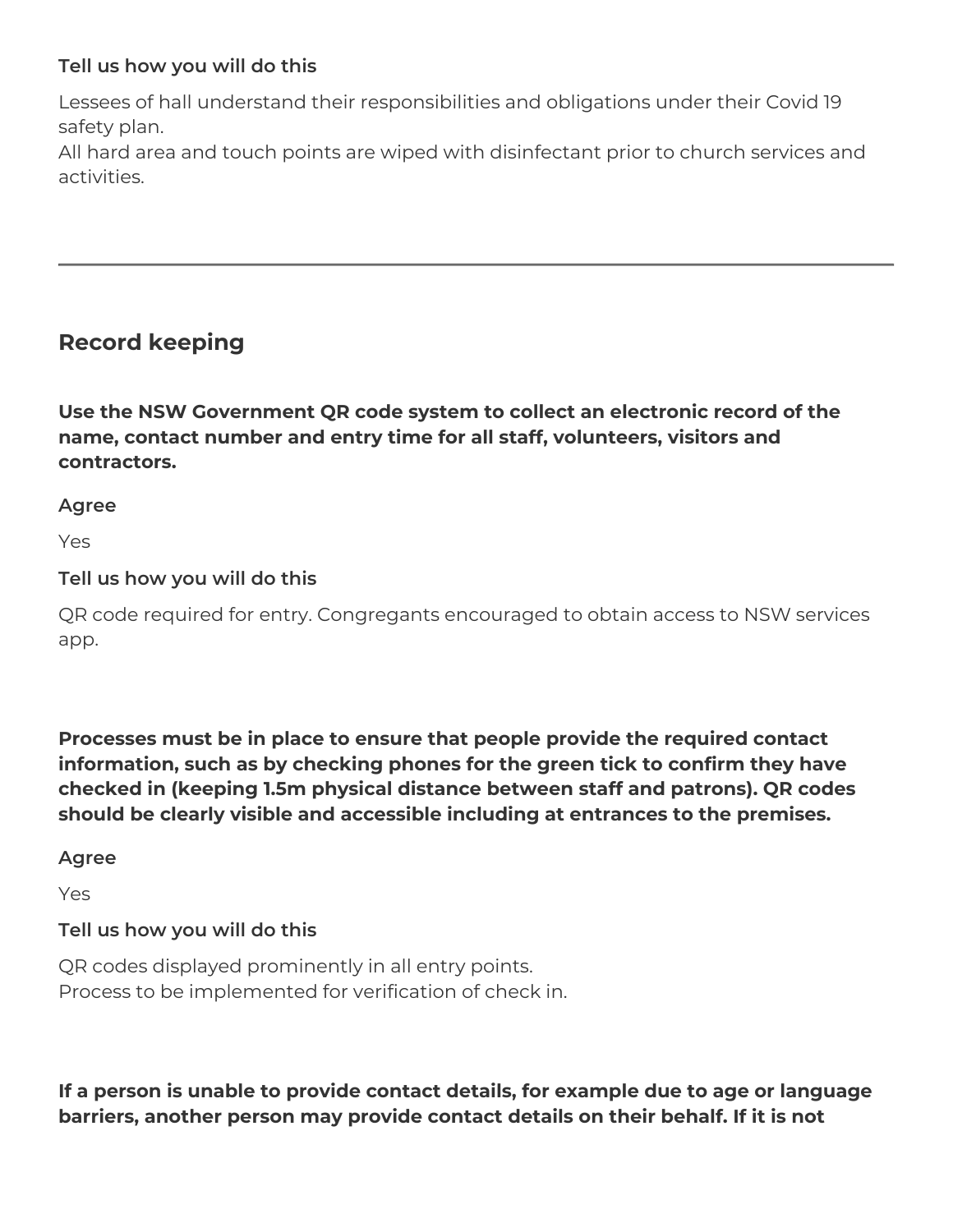**Tell us how you will do this**

Lessees of hall understand their responsibilities and obligations under their Covid 19 safety plan.
All hard area and touch points are wiped with disinfectant prior to church services and activities.

---

## Record keeping

**Use the NSW Government QR code system to collect an electronic record of the name, contact number and entry time for all staff, volunteers, visitors and contractors.**

**Agree**

Yes

**Tell us how you will do this**

QR code required for entry. Congregants encouraged to obtain access to NSW services app.

**Processes must be in place to ensure that people provide the required contact information, such as by checking phones for the green tick to confirm they have checked in (keeping 1.5m physical distance between staff and patrons). QR codes should be clearly visible and accessible including at entrances to the premises.**

**Agree**

Yes

**Tell us how you will do this**

QR codes displayed prominently in all entry points.
Process to be implemented for verification of check in.

**If a person is unable to provide contact details, for example due to age or language barriers, another person may provide contact details on their behalf. If it is not**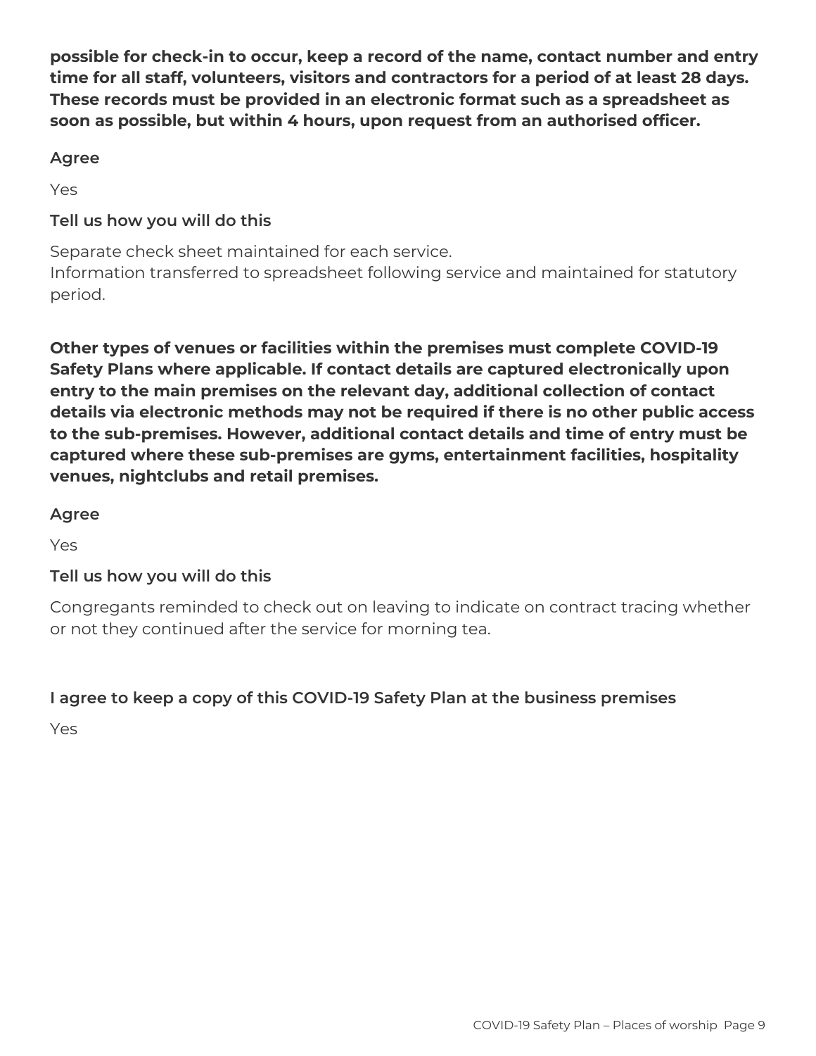**possible for check-in to occur, keep a record of the name, contact number and entry time for all staff, volunteers, visitors and contractors for a period of at least 28 days. These records must be provided in an electronic format such as a spreadsheet as soon as possible, but within 4 hours, upon request from an authorised officer.**

**Agree**

Yes

**Tell us how you will do this**

Separate check sheet maintained for each service.
Information transferred to spreadsheet following service and maintained for statutory period.

**Other types of venues or facilities within the premises must complete COVID-19 Safety Plans where applicable. If contact details are captured electronically upon entry to the main premises on the relevant day, additional collection of contact details via electronic methods may not be required if there is no other public access to the sub-premises. However, additional contact details and time of entry must be captured where these sub-premises are gyms, entertainment facilities, hospitality venues, nightclubs and retail premises.**

**Agree**

Yes

**Tell us how you will do this**

Congregants reminded to check out on leaving to indicate on contract tracing whether or not they continued after the service for morning tea.

**I agree to keep a copy of this COVID-19 Safety Plan at the business premises**

Yes